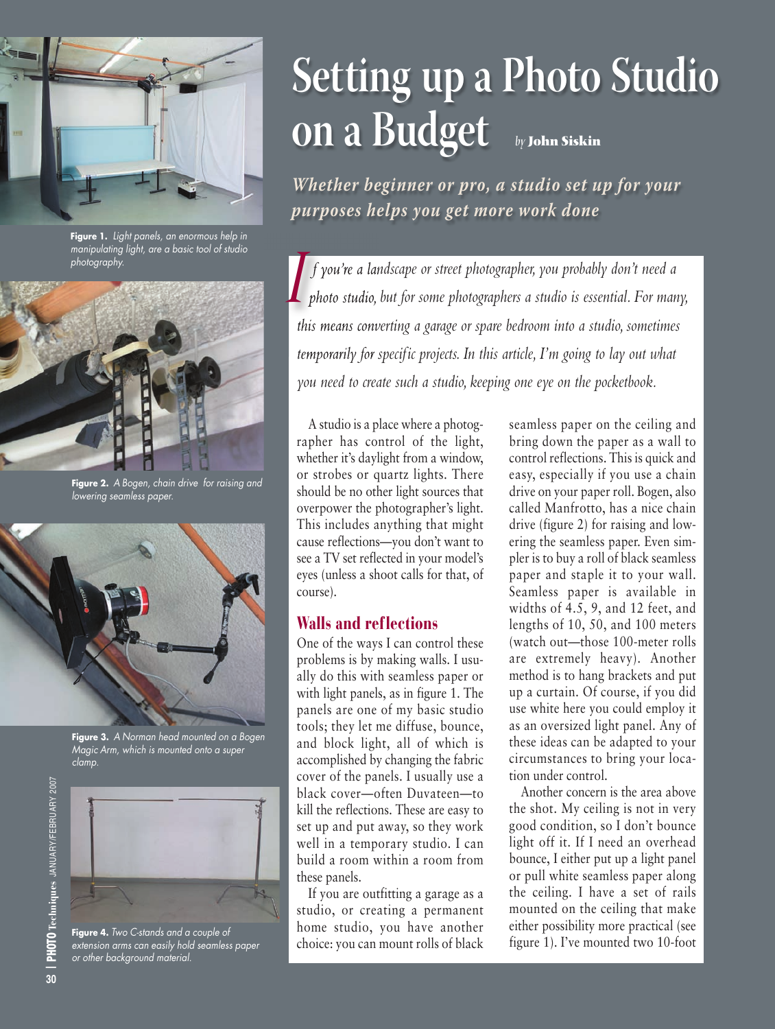# Setting up a Photo Studio on a Budget

*by* **John Siskin**

***Whether beginner or pro, a studio set up for your purposes helps you get more work done***

*If you're a landscape or street photographer, you probably don't need a photo studio, but for some photographers a studio is essential. For many, this means converting a garage or spare bedroom into a studio, sometimes temporarily for specific projects. In this article, I'm going to lay out what you need to create such a studio, keeping one eye on the pocketbook.*

A studio is a place where a photographer has control of the light, whether it's daylight from a window, or strobes or quartz lights. There should be no other light sources that overpower the photographer's light. This includes anything that might cause reflections—you don't want to see a TV set reflected in your model's eyes (unless a shoot calls for that, of course).

## Walls and reflections

One of the ways I can control these problems is by making walls. I usually do this with seamless paper or with light panels, as in figure 1. The panels are one of my basic studio tools; they let me diffuse, bounce, and block light, all of which is accomplished by changing the fabric cover of the panels. I usually use a black cover—often Duvateen—to kill the reflections. These are easy to set up and put away, so they work well in a temporary studio. I can build a room within a room from these panels.

If you are outfitting a garage as a studio, or creating a permanent home studio, you have another choice: you can mount rolls of black seamless paper on the ceiling and bring down the paper as a wall to control reflections. This is quick and easy, especially if you use a chain drive on your paper roll. Bogen, also called Manfrotto, has a nice chain drive (figure 2) for raising and lowering the seamless paper. Even simpler is to buy a roll of black seamless paper and staple it to your wall. Seamless paper is available in widths of 4.5, 9, and 12 feet, and lengths of 10, 50, and 100 meters (watch out—those 100-meter rolls are extremely heavy). Another method is to hang brackets and put up a curtain. Of course, if you did use white here you could employ it as an oversized light panel. Any of these ideas can be adapted to your circumstances to bring your location under control.

Another concern is the area above the shot. My ceiling is not in very good condition, so I don't bounce light off it. If I need an overhead bounce, I either put up a light panel or pull white seamless paper along the ceiling. I have a set of rails mounted on the ceiling that make either possibility more practical (see figure 1). I've mounted two 10-foot

**Figure 1.** *Light panels, an enormous help in manipulating light, are a basic tool of studio photography.*

**Figure 2.** *A Bogen, chain drive for raising and lowering seamless paper.*

**Figure 3.** *A Norman head mounted on a Bogen Magic Arm, which is mounted onto a super clamp.*

**Figure 4.** *Two C-stands and a couple of extension arms can easily hold seamless paper or other background material.*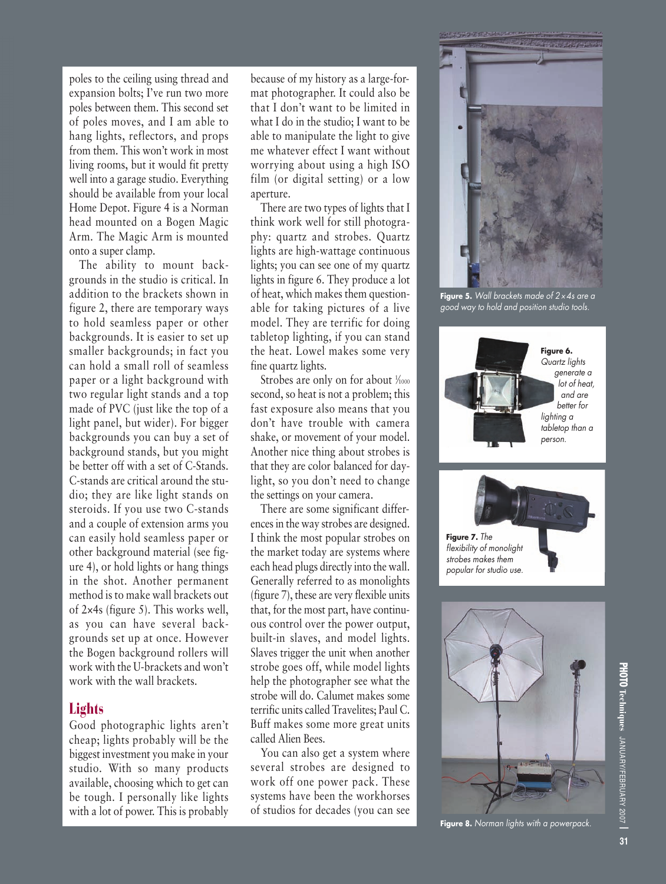poles to the ceiling using thread and expansion bolts; I've run two more poles between them. This second set of poles moves, and I am able to hang lights, reflectors, and props from them. This won't work in most living rooms, but it would fit pretty well into a garage studio. Everything should be available from your local Home Depot. Figure 4 is a Norman head mounted on a Bogen Magic Arm. The Magic Arm is mounted onto a super clamp.

The ability to mount backgrounds in the studio is critical. In addition to the brackets shown in figure 2, there are temporary ways to hold seamless paper or other backgrounds. It is easier to set up smaller backgrounds; in fact you can hold a small roll of seamless paper or a light background with two regular light stands and a top made of PVC (just like the top of a light panel, but wider). For bigger backgrounds you can buy a set of background stands, but you might be better off with a set of C-Stands. C-stands are critical around the studio; they are like light stands on steroids. If you use two C-stands and a couple of extension arms you can easily hold seamless paper or other background material (see figure 4), or hold lights or hang things in the shot. Another permanent method is to make wall brackets out of 2×4s (figure 5). This works well, as you can have several backgrounds set up at once. However the Bogen background rollers will work with the U-brackets and won't work with the wall brackets.

## Lights

Good photographic lights aren't cheap; lights probably will be the biggest investment you make in your studio. With so many products available, choosing which to get can be tough. I personally like lights with a lot of power. This is probably because of my history as a large-format photographer. It could also be that I don't want to be limited in what I do in the studio; I want to be able to manipulate the light to give me whatever effect I want without worrying about using a high ISO film (or digital setting) or a low aperture.

There are two types of lights that I think work well for still photography: quartz and strobes. Quartz lights are high-wattage continuous lights; you can see one of my quartz lights in figure 6. They produce a lot of heat, which makes them questionable for taking pictures of a live model. They are terrific for doing tabletop lighting, if you can stand the heat. Lowel makes some very fine quartz lights.

Strobes are only on for about $\frac{1}{1000}$ second, so heat is not a problem; this fast exposure also means that you don't have trouble with camera shake, or movement of your model. Another nice thing about strobes is that they are color balanced for daylight, so you don't need to change the settings on your camera.

There are some significant differences in the way strobes are designed. I think the most popular strobes on the market today are systems where each head plugs directly into the wall. Generally referred to as monolights (figure 7), these are very flexible units that, for the most part, have continuous control over the power output, built-in slaves, and model lights. Slaves trigger the unit when another strobe goes off, while model lights help the photographer see what the strobe will do. Calumet makes some terrific units called Travelites; Paul C. Buff makes some more great units called Alien Bees.

You can also get a system where several strobes are designed to work off one power pack. These systems have been the workhorses of studios for decades (you can see

**Figure 5.** *Wall brackets made of 2×4s are a good way to hold and position studio tools.*

**Figure 6.** *Quartz lights generate a lot of heat, and are better for lighting a tabletop than a person.*

**Figure 7.** *The flexibility of monolight strobes makes them popular for studio use.*

**Figure 8.** *Norman lights with a powerpack.*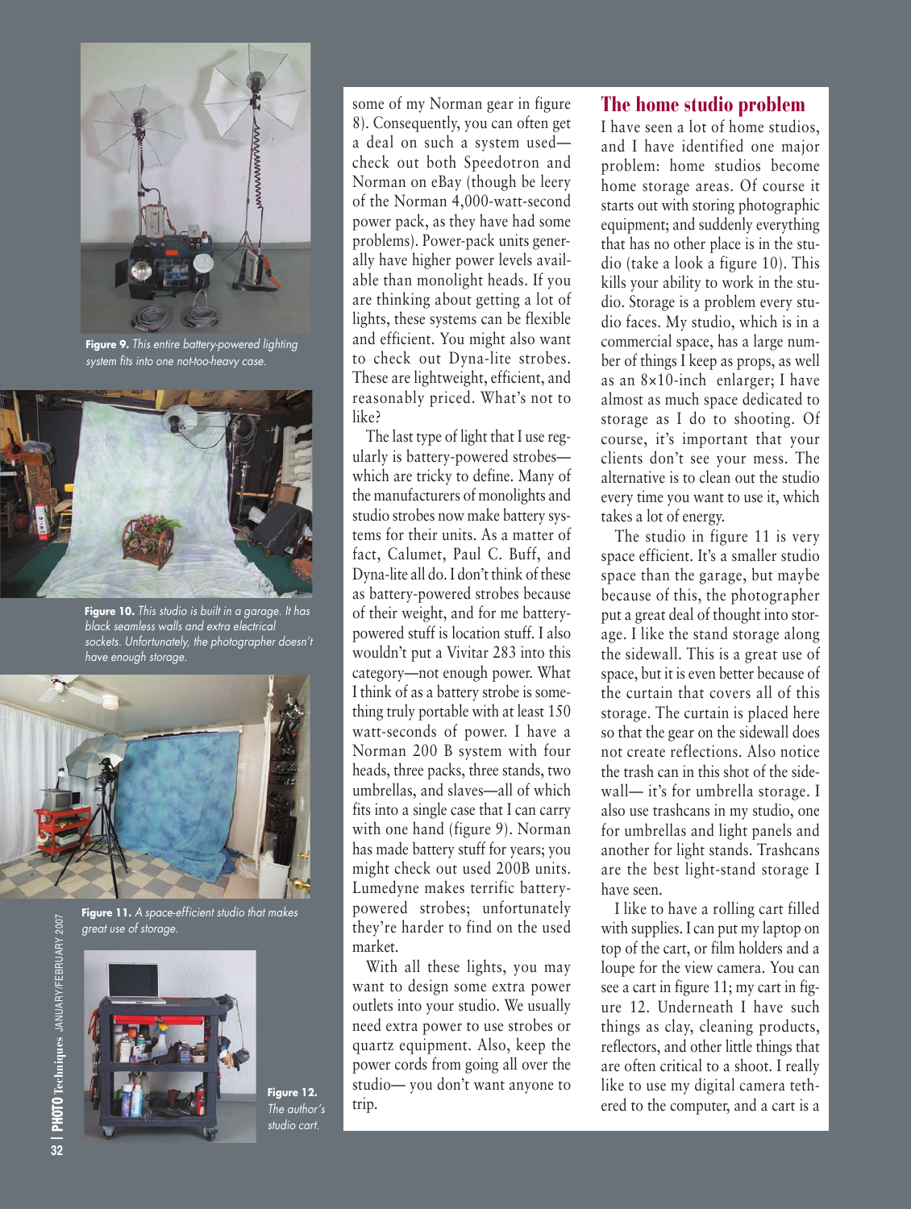Figure 9. *This entire battery-powered lighting system fits into one not-too-heavy case.*

Figure 10. *This studio is built in a garage. It has black seamless walls and extra electrical sockets. Unfortunately, the photographer doesn't have enough storage.*

Figure 11. *A space-efficient studio that makes great use of storage.*

Figure 12. *The author's studio cart.*

some of my Norman gear in figure 8). Consequently, you can often get a deal on such a system used—check out both Speedotron and Norman on eBay (though be leery of the Norman 4,000-watt-second power pack, as they have had some problems). Power-pack units generally have higher power levels available than monolight heads. If you are thinking about getting a lot of lights, these systems can be flexible and efficient. You might also want to check out Dyna-lite strobes. These are lightweight, efficient, and reasonably priced. What's not to like?

The last type of light that I use regularly is battery-powered strobes—which are tricky to define. Many of the manufacturers of monolights and studio strobes now make battery systems for their units. As a matter of fact, Calumet, Paul C. Buff, and Dyna-lite all do. I don't think of these as battery-powered strobes because of their weight, and for me battery-powered stuff is location stuff. I also wouldn't put a Vivitar 283 into this category—not enough power. What I think of as a battery strobe is something truly portable with at least 150 watt-seconds of power. I have a Norman 200 B system with four heads, three packs, three stands, two umbrellas, and slaves—all of which fits into a single case that I can carry with one hand (figure 9). Norman has made battery stuff for years; you might check out used 200B units. Lumedyne makes terrific battery-powered strobes; unfortunately they're harder to find on the used market.

With all these lights, you may want to design some extra power outlets into your studio. We usually need extra power to use strobes or quartz equipment. Also, keep the power cords from going all over the studio— you don't want anyone to trip.

## The home studio problem

I have seen a lot of home studios, and I have identified one major problem: home studios become home storage areas. Of course it starts out with storing photographic equipment; and suddenly everything that has no other place is in the studio (take a look a figure 10). This kills your ability to work in the studio. Storage is a problem every studio faces. My studio, which is in a commercial space, has a large number of things I keep as props, as well as an 8×10-inch enlarger; I have almost as much space dedicated to storage as I do to shooting. Of course, it's important that your clients don't see your mess. The alternative is to clean out the studio every time you want to use it, which takes a lot of energy.

The studio in figure 11 is very space efficient. It's a smaller studio space than the garage, but maybe because of this, the photographer put a great deal of thought into storage. I like the stand storage along the sidewall. This is a great use of space, but it is even better because of the curtain that covers all of this storage. The curtain is placed here so that the gear on the sidewall does not create reflections. Also notice the trash can in this shot of the sidewall— it's for umbrella storage. I also use trashcans in my studio, one for umbrellas and light panels and another for light stands. Trashcans are the best light-stand storage I have seen.

I like to have a rolling cart filled with supplies. I can put my laptop on top of the cart, or film holders and a loupe for the view camera. You can see a cart in figure 11; my cart in figure 12. Underneath I have such things as clay, cleaning products, reflectors, and other little things that are often critical to a shoot. I really like to use my digital camera tethered to the computer, and a cart is a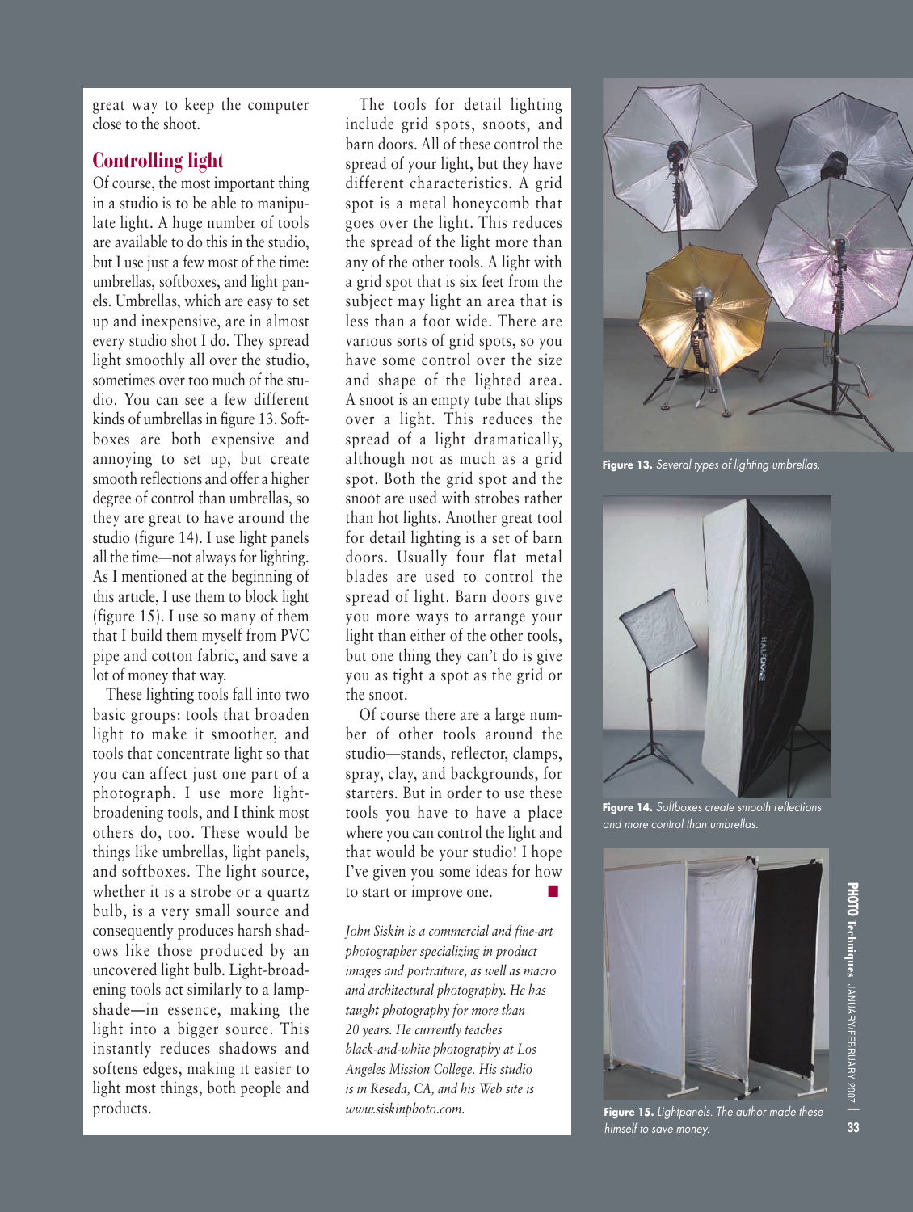great way to keep the computer close to the shoot.

## Controlling light

Of course, the most important thing in a studio is to be able to manipulate light. A huge number of tools are available to do this in the studio, but I use just a few most of the time: umbrellas, softboxes, and light panels. Umbrellas, which are easy to set up and inexpensive, are in almost every studio shot I do. They spread light smoothly all over the studio, sometimes over too much of the studio. You can see a few different kinds of umbrellas in figure 13. Softboxes are both expensive and annoying to set up, but create smooth reflections and offer a higher degree of control than umbrellas, so they are great to have around the studio (figure 14). I use light panels all the time—not always for lighting. As I mentioned at the beginning of this article, I use them to block light (figure 15). I use so many of them that I build them myself from PVC pipe and cotton fabric, and save a lot of money that way.

These lighting tools fall into two basic groups: tools that broaden light to make it smoother, and tools that concentrate light so that you can affect just one part of a photograph. I use more light-broadening tools, and I think most others do, too. These would be things like umbrellas, light panels, and softboxes. The light source, whether it is a strobe or a quartz bulb, is a very small source and consequently produces harsh shadows like those produced by an uncovered light bulb. Light-broadening tools act similarly to a lampshade—in essence, making the light into a bigger source. This instantly reduces shadows and softens edges, making it easier to light most things, both people and products.

The tools for detail lighting include grid spots, snoots, and barn doors. All of these control the spread of your light, but they have different characteristics. A grid spot is a metal honeycomb that goes over the light. This reduces the spread of the light more than any of the other tools. A light with a grid spot that is six feet from the subject may light an area that is less than a foot wide. There are various sorts of grid spots, so you have some control over the size and shape of the lighted area. A snoot is an empty tube that slips over a light. This reduces the spread of a light dramatically, although not as much as a grid spot. Both the grid spot and the snoot are used with strobes rather than hot lights. Another great tool for detail lighting is a set of barn doors. Usually four flat metal blades are used to control the spread of light. Barn doors give you more ways to arrange your light than either of the other tools, but one thing they can't do is give you as tight a spot as the grid or the snoot.

Of course there are a large number of other tools around the studio—stands, reflector, clamps, spray, clay, and backgrounds, for starters. But in order to use these tools you have to have a place where you can control the light and that would be your studio! I hope I've given you some ideas for how to start or improve one. ■

*John Siskin is a commercial and fine-art photographer specializing in product images and portraiture, as well as macro and architectural photography. He has taught photography for more than 20 years. He currently teaches black-and-white photography at Los Angeles Mission College. His studio is in Reseda, CA, and his Web site is www.siskinphoto.com.*

**Figure 13.** *Several types of lighting umbrellas.*

**Figure 14.** *Softboxes create smooth reflections and more control than umbrellas.*

**Figure 15.** *Lightpanels. The author made these himself to save money.*